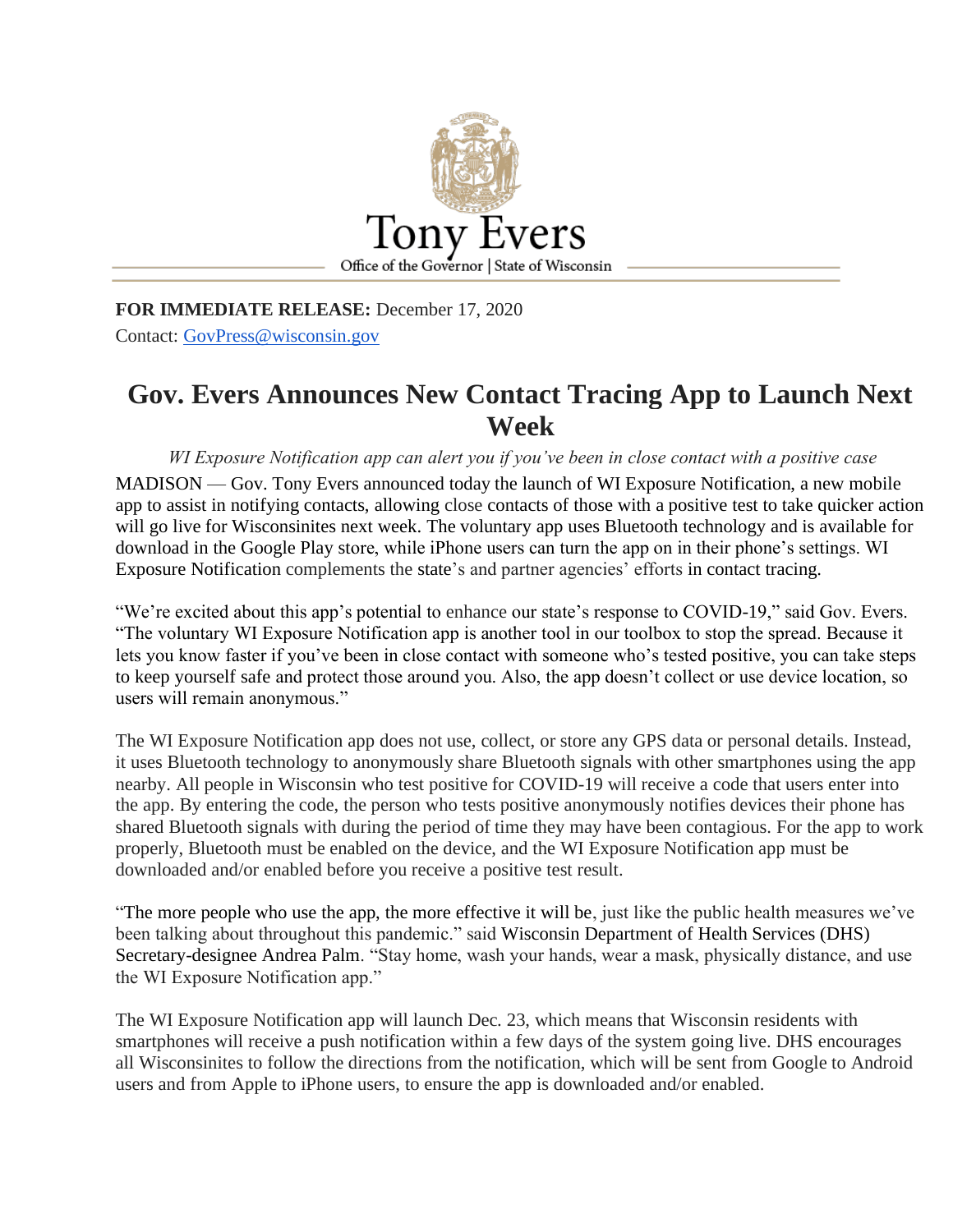Tony Evers

Office of the Governor | State of Wisconsin

**FOR IMMEDIATE RELEASE:** December 17, 2020

Contact: GovPress@wisconsin.gov

# Gov. Evers Announces New Contact Tracing App to Launch Next Week

*WI Exposure Notification app can alert you if you've been in close contact with a positive case*

MADISON — Gov. Tony Evers announced today the launch of WI Exposure Notification, a new mobile app to assist in notifying contacts, allowing close contacts of those with a positive test to take quicker action will go live for Wisconsinites next week. The voluntary app uses Bluetooth technology and is available for download in the Google Play store, while iPhone users can turn the app on in their phone's settings. WI Exposure Notification complements the state's and partner agencies' efforts in contact tracing.

"We're excited about this app's potential to enhance our state's response to COVID-19," said Gov. Evers. "The voluntary WI Exposure Notification app is another tool in our toolbox to stop the spread. Because it lets you know faster if you've been in close contact with someone who's tested positive, you can take steps to keep yourself safe and protect those around you. Also, the app doesn't collect or use device location, so users will remain anonymous."

The WI Exposure Notification app does not use, collect, or store any GPS data or personal details. Instead, it uses Bluetooth technology to anonymously share Bluetooth signals with other smartphones using the app nearby. All people in Wisconsin who test positive for COVID-19 will receive a code that users enter into the app. By entering the code, the person who tests positive anonymously notifies devices their phone has shared Bluetooth signals with during the period of time they may have been contagious. For the app to work properly, Bluetooth must be enabled on the device, and the WI Exposure Notification app must be downloaded and/or enabled before you receive a positive test result.

"The more people who use the app, the more effective it will be, just like the public health measures we've been talking about throughout this pandemic." said Wisconsin Department of Health Services (DHS) Secretary-designee Andrea Palm. "Stay home, wash your hands, wear a mask, physically distance, and use the WI Exposure Notification app."

The WI Exposure Notification app will launch Dec. 23, which means that Wisconsin residents with smartphones will receive a push notification within a few days of the system going live. DHS encourages all Wisconsinites to follow the directions from the notification, which will be sent from Google to Android users and from Apple to iPhone users, to ensure the app is downloaded and/or enabled.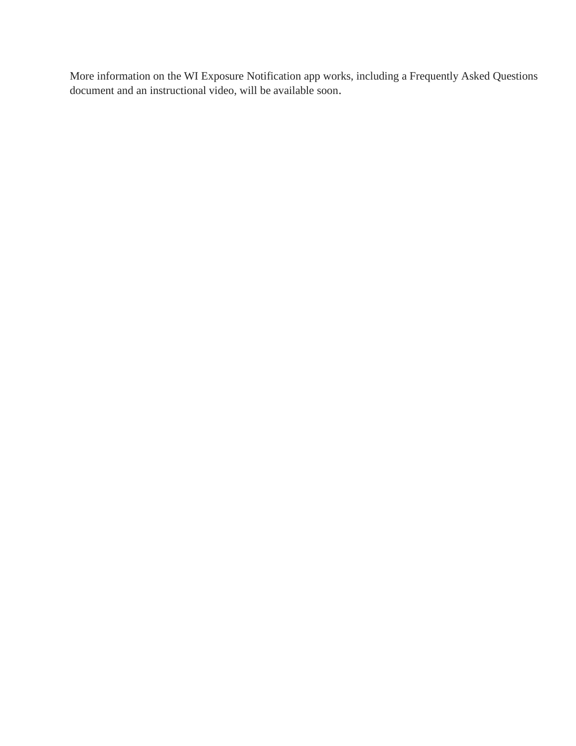More information on the WI Exposure Notification app works, including a Frequently Asked Questions document and an instructional video, will be available soon.